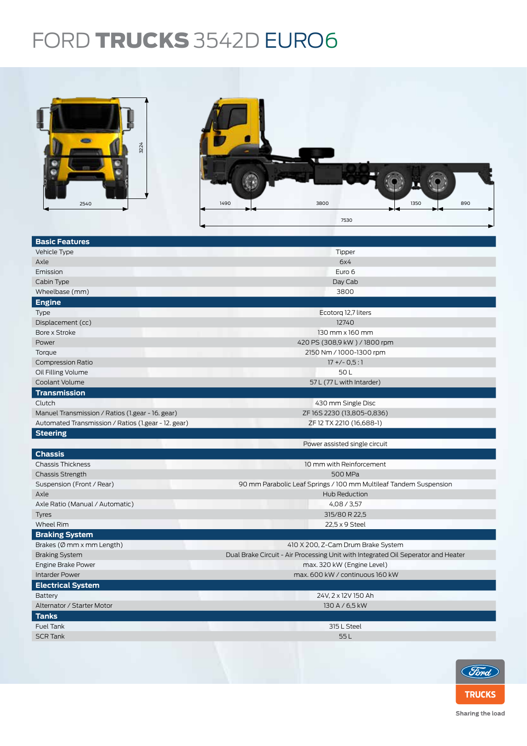# FORD **TRUCKS** 3542D EURO6

| **Basic Features** | |
|---|---|
| Vehicle Type | Tipper |
| Axle | 6x4 |
| Emission | Euro 6 |
| Cabin Type | Day Cab |
| Wheelbase (mm) | 3800 |
| **Engine** | |
| Type | Ecotorq 12,7 liters |
| Displacement (cc) | 12740 |
| Bore x Stroke | 130 mm x 160 mm |
| Power | 420 PS (308,9 kW ) / 1800 rpm |
| Torque | 2150 Nm / 1000-1300 rpm |
| Compression Ratio | 17 +/- 0,5 : 1 |
| Oil Filling Volume | 50 L |
| Coolant Volume | 57 L (77 L with Intarder) |
| **Transmission** | |
| Clutch | 430 mm Single Disc |
| Manuel Transmission / Ratios (1.gear - 16. gear) | ZF 16S 2230 (13,805-0,836) |
| Automated Transmission / Ratios (1.gear - 12. gear) | ZF 12 TX 2210 (16,688-1) |
| **Steering** | |
| | Power assisted single circuit |
| **Chassis** | |
| Chassis Thickness | 10 mm with Reinforcement |
| Chassis Strength | 500 MPa |
| Suspension (Front / Rear) | 90 mm Parabolic Leaf Springs / 100 mm Multileaf Tandem Suspension |
| Axle | Hub Reduction |
| Axle Ratio (Manual / Automatic) | 4,08 / 3,57 |
| Tyres | 315/80 R 22,5 |
| Wheel Rim | 22,5 x 9 Steel |
| **Braking System** | |
| Brakes (Ø mm x mm Length) | 410 X 200, Z-Cam Drum Brake System |
| Braking System | Dual Brake Circuit - Air Processing Unit with Integrated Oil Seperator and Heater |
| Engine Brake Power | max. 320 kW (Engine Level) |
| Intarder Power | max. 600 kW / continuous 160 kW |
| **Electrical System** | |
| Battery | 24V, 2 x 12V 150 Ah |
| Alternator / Starter Motor | 130 A / 6,5 kW |
| **Tanks** | |
| Fuel Tank | 315 L Steel |
| SCR Tank | 55 L |

Ford TRUCKS

Sharing the load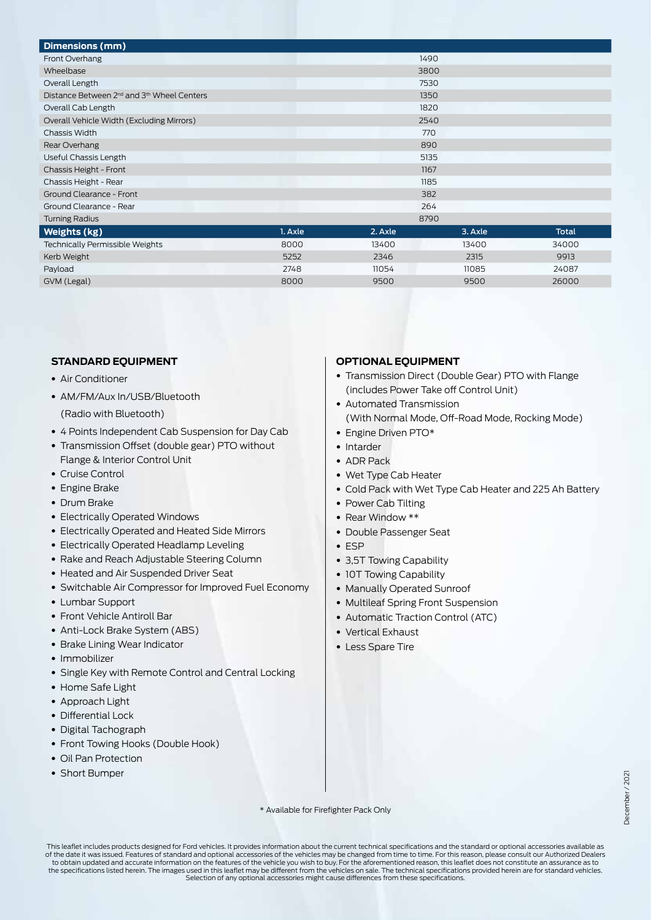| Dimensions (mm) | |
|---|---|
| Front Overhang | 1490 |
| Wheelbase | 3800 |
| Overall Length | 7530 |
| Distance Between 2nd and 3th Wheel Centers | 1350 |
| Overall Cab Length | 1820 |
| Overall Vehicle Width (Excluding Mirrors) | 2540 |
| Chassis Width | 770 |
| Rear Overhang | 890 |
| Useful Chassis Length | 5135 |
| Chassis Height - Front | 1167 |
| Chassis Height - Rear | 1185 |
| Ground Clearance - Front | 382 |
| Ground Clearance - Rear | 264 |
| Turning Radius | 8790 |

| Weights (kg) | 1. Axle | 2. Axle | 3. Axle | Total |
|---|---|---|---|---|
| Technically Permissible Weights | 8000 | 13400 | 13400 | 34000 |
| Kerb Weight | 5252 | 2346 | 2315 | 9913 |
| Payload | 2748 | 11054 | 11085 | 24087 |
| GVM (Legal) | 8000 | 9500 | 9500 | 26000 |

## STANDARD EQUIPMENT

- Air Conditioner
- AM/FM/Aux In/USB/Bluetooth (Radio with Bluetooth)
- 4 Points Independent Cab Suspension for Day Cab
- Transmission Offset (double gear) PTO without Flange & Interior Control Unit
- Cruise Control
- Engine Brake
- Drum Brake
- Electrically Operated Windows
- Electrically Operated and Heated Side Mirrors
- Electrically Operated Headlamp Leveling
- Rake and Reach Adjustable Steering Column
- Heated and Air Suspended Driver Seat
- Switchable Air Compressor for Improved Fuel Economy
- Lumbar Support
- Front Vehicle Antiroll Bar
- Anti-Lock Brake System (ABS)
- Brake Lining Wear Indicator
- Immobilizer
- Single Key with Remote Control and Central Locking
- Home Safe Light
- Approach Light
- Differential Lock
- Digital Tachograph
- Front Towing Hooks (Double Hook)
- Oil Pan Protection
- Short Bumper

## OPTIONAL EQUIPMENT

- Transmission Direct (Double Gear) PTO with Flange (includes Power Take off Control Unit)
- Automated Transmission (With Normal Mode, Off-Road Mode, Rocking Mode)
- Engine Driven PTO*
- Intarder
- ADR Pack
- Wet Type Cab Heater
- Cold Pack with Wet Type Cab Heater and 225 Ah Battery
- Power Cab Tilting
- Rear Window **
- Double Passenger Seat
- ESP
- 3,5T Towing Capability
- 10T Towing Capability
- Manually Operated Sunroof
- Multileaf Spring Front Suspension
- Automatic Traction Control (ATC)
- Vertical Exhaust
- Less Spare Tire

* Available for Firefighter Pack Only

December / 2021

This leaflet includes products designed for Ford vehicles. It provides information about the current technical specifications and the standard or optional accessories available as of the date it was issued. Features of standard and optional accessories of the vehicles may be changed from time to time. For this reason, please consult our Authorized Dealers to obtain updated and accurate information on the features of the vehicle you wish to buy. For the aforementioned reason, this leaflet does not constitute an assurance as to the specifications listed herein. The images used in this leaflet may be different from the vehicles on sale. The technical specifications provided herein are for standard vehicles. Selection of any optional accessories might cause differences from these specifications.